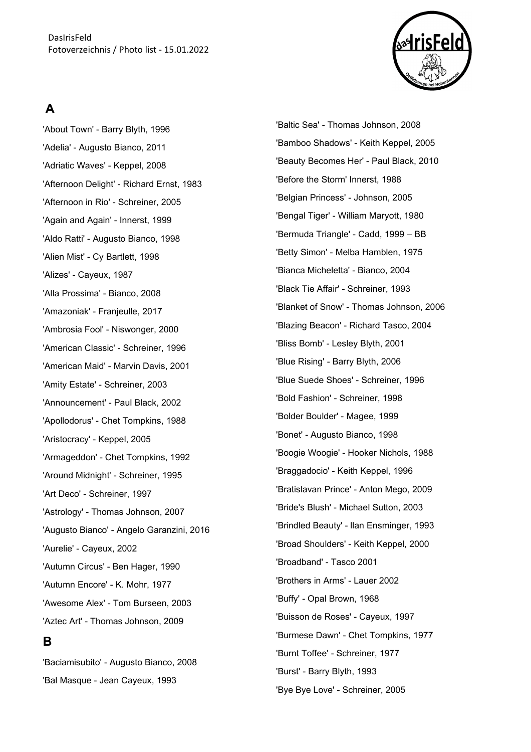DasIrisFeld
Fotoverzeichnis / Photo list - 15.01.2022

## A

'About Town' - Barry Blyth, 1996
'Adelia' - Augusto Bianco, 2011
'Adriatic Waves' - Keppel, 2008
'Afternoon Delight' - Richard Ernst, 1983
'Afternoon in Rio' - Schreiner, 2005
'Again and Again' - Innerst, 1999
'Aldo Ratti' - Augusto Bianco, 1998
'Alien Mist' - Cy Bartlett, 1998
'Alizes' - Cayeux, 1987
'Alla Prossima' - Bianco, 2008
'Amazoniak' - Franjeulle, 2017
'Ambrosia Fool' - Niswonger, 2000
'American Classic' - Schreiner, 1996
'American Maid' - Marvin Davis, 2001
'Amity Estate' - Schreiner, 2003
'Announcement' - Paul Black, 2002
'Apollodorus' - Chet Tompkins, 1988
'Aristocracy' - Keppel, 2005
'Armageddon' - Chet Tompkins, 1992
'Around Midnight' - Schreiner, 1995
'Art Deco' - Schreiner, 1997
'Astrology' - Thomas Johnson, 2007
'Augusto Bianco' - Angelo Garanzini, 2016
'Aurelie' - Cayeux, 2002
'Autumn Circus' - Ben Hager, 1990
'Autumn Encore' - K. Mohr, 1977
'Awesome Alex' - Tom Burseen, 2003
'Aztec Art' - Thomas Johnson, 2009

## B

'Baciamisubito' - Augusto Bianco, 2008
'Bal Masque - Jean Cayeux, 1993
'Baltic Sea' - Thomas Johnson, 2008
'Bamboo Shadows' - Keith Keppel, 2005
'Beauty Becomes Her' - Paul Black, 2010
'Before the Storm' Innerst, 1988
'Belgian Princess' - Johnson, 2005
'Bengal Tiger' - William Maryott, 1980
'Bermuda Triangle' - Cadd, 1999 – BB
'Betty Simon' - Melba Hamblen, 1975
'Bianca Micheletta' - Bianco, 2004
'Black Tie Affair' - Schreiner, 1993
'Blanket of Snow' - Thomas Johnson, 2006
'Blazing Beacon' - Richard Tasco, 2004
'Bliss Bomb' - Lesley Blyth, 2001
'Blue Rising' - Barry Blyth, 2006
'Blue Suede Shoes' - Schreiner, 1996
'Bold Fashion' - Schreiner, 1998
'Bolder Boulder' - Magee, 1999
'Bonet' - Augusto Bianco, 1998
'Boogie Woogie' - Hooker Nichols, 1988
'Braggadocio' - Keith Keppel, 1996
'Bratislavan Prince' - Anton Mego, 2009
'Bride's Blush' - Michael Sutton, 2003
'Brindled Beauty' - Ilan Ensminger, 1993
'Broad Shoulders' - Keith Keppel, 2000
'Broadband' - Tasco 2001
'Brothers in Arms' - Lauer 2002
'Buffy' - Opal Brown, 1968
'Buisson de Roses' - Cayeux, 1997
'Burmese Dawn' - Chet Tompkins, 1977
'Burnt Toffee' - Schreiner, 1977
'Burst' - Barry Blyth, 1993
'Bye Bye Love' - Schreiner, 2005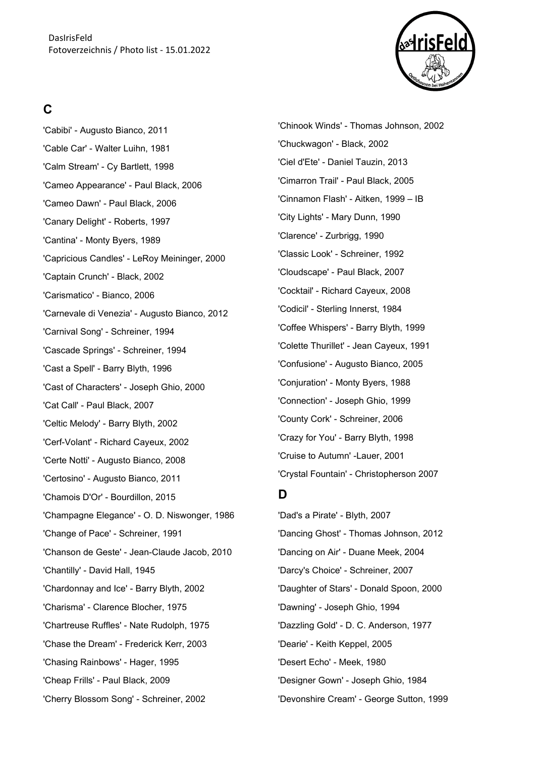## C

'Cabibi' - Augusto Bianco, 2011

'Cable Car' - Walter Luihn, 1981

'Calm Stream' - Cy Bartlett, 1998

'Cameo Appearance' - Paul Black, 2006

'Cameo Dawn' - Paul Black, 2006

'Canary Delight' - Roberts, 1997

'Cantina' - Monty Byers, 1989

'Capricious Candles' - LeRoy Meininger, 2000

'Captain Crunch' - Black, 2002

'Carismatico' - Bianco, 2006

'Carnevale di Venezia' - Augusto Bianco, 2012

'Carnival Song' - Schreiner, 1994

'Cascade Springs' - Schreiner, 1994

'Cast a Spell' - Barry Blyth, 1996

'Cast of Characters' - Joseph Ghio, 2000

'Cat Call' - Paul Black, 2007

'Celtic Melody' - Barry Blyth, 2002

'Cerf-Volant' - Richard Cayeux, 2002

'Certe Notti' - Augusto Bianco, 2008

'Certosino' - Augusto Bianco, 2011

'Chamois D'Or' - Bourdillon, 2015

'Champagne Elegance' - O. D. Niswonger, 1986

'Change of Pace' - Schreiner, 1991

'Chanson de Geste' - Jean-Claude Jacob, 2010

'Chantilly' - David Hall, 1945

'Chardonnay and Ice' - Barry Blyth, 2002

'Charisma' - Clarence Blocher, 1975

'Chartreuse Ruffles' - Nate Rudolph, 1975

'Chase the Dream' - Frederick Kerr, 2003

'Chasing Rainbows' - Hager, 1995

'Cheap Frills' - Paul Black, 2009

'Cherry Blossom Song' - Schreiner, 2002

'Chinook Winds' - Thomas Johnson, 2002

'Chuckwagon' - Black, 2002

'Ciel d'Ete' - Daniel Tauzin, 2013

'Cimarron Trail' - Paul Black, 2005

'Cinnamon Flash' - Aitken, 1999 – IB

'City Lights' - Mary Dunn, 1990

'Clarence' - Zurbrigg, 1990

'Classic Look' - Schreiner, 1992

'Cloudscape' - Paul Black, 2007

'Cocktail' - Richard Cayeux, 2008

'Codicil' - Sterling Innerst, 1984

'Coffee Whispers' - Barry Blyth, 1999

'Colette Thurillet' - Jean Cayeux, 1991

'Confusione' - Augusto Bianco, 2005

'Conjuration' - Monty Byers, 1988

'Connection' - Joseph Ghio, 1999

'County Cork' - Schreiner, 2006

'Crazy for You' - Barry Blyth, 1998

'Cruise to Autumn' -Lauer, 2001

'Crystal Fountain' - Christopherson 2007

## D

'Dad's a Pirate' - Blyth, 2007

'Dancing Ghost' - Thomas Johnson, 2012

'Dancing on Air' - Duane Meek, 2004

'Darcy's Choice' - Schreiner, 2007

'Daughter of Stars' - Donald Spoon, 2000

'Dawning' - Joseph Ghio, 1994

'Dazzling Gold' - D. C. Anderson, 1977

'Dearie' - Keith Keppel, 2005

'Desert Echo' - Meek, 1980

'Designer Gown' - Joseph Ghio, 1984

'Devonshire Cream' - George Sutton, 1999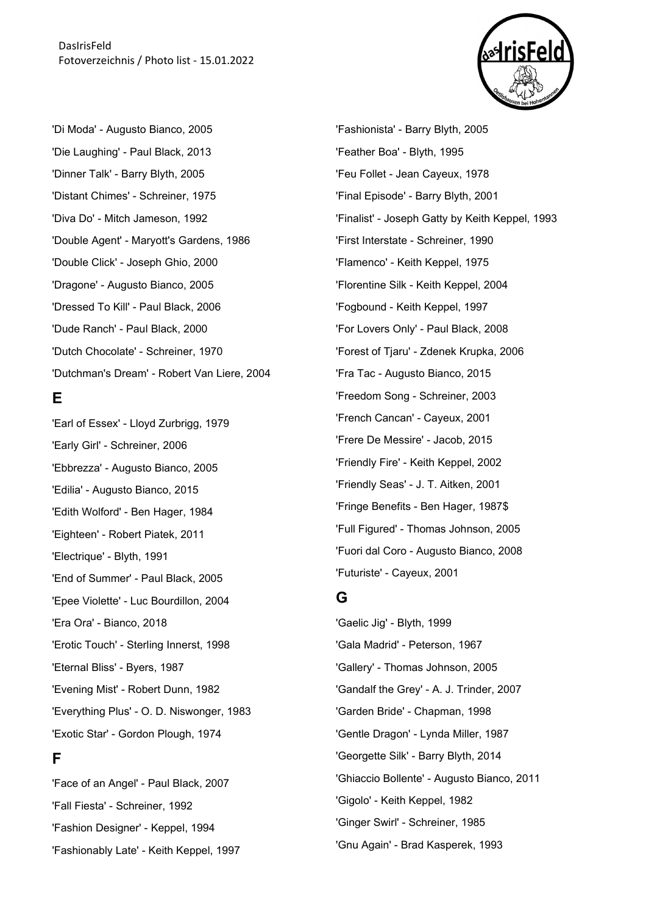'Di Moda' - Augusto Bianco, 2005

'Die Laughing' - Paul Black, 2013

'Dinner Talk' - Barry Blyth, 2005

'Distant Chimes' - Schreiner, 1975

'Diva Do' - Mitch Jameson, 1992

'Double Agent' - Maryott's Gardens, 1986

'Double Click' - Joseph Ghio, 2000

'Dragone' - Augusto Bianco, 2005

'Dressed To Kill' - Paul Black, 2006

'Dude Ranch' - Paul Black, 2000

'Dutch Chocolate' - Schreiner, 1970

'Dutchman's Dream' - Robert Van Liere, 2004

## E

'Earl of Essex' - Lloyd Zurbrigg, 1979

'Early Girl' - Schreiner, 2006

'Ebbrezza' - Augusto Bianco, 2005

'Edilia' - Augusto Bianco, 2015

'Edith Wolford' - Ben Hager, 1984

'Eighteen' - Robert Piatek, 2011

'Electrique' - Blyth, 1991

'End of Summer' - Paul Black, 2005

'Epee Violette' - Luc Bourdillon, 2004

'Era Ora' - Bianco, 2018

'Erotic Touch' - Sterling Innerst, 1998

'Eternal Bliss' - Byers, 1987

'Evening Mist' - Robert Dunn, 1982

'Everything Plus' - O. D. Niswonger, 1983

'Exotic Star' - Gordon Plough, 1974

## F

'Face of an Angel' - Paul Black, 2007

'Fall Fiesta' - Schreiner, 1992

'Fashion Designer' - Keppel, 1994

'Fashionably Late' - Keith Keppel, 1997

'Fashionista' - Barry Blyth, 2005

'Feather Boa' - Blyth, 1995

'Feu Follet - Jean Cayeux, 1978

'Final Episode' - Barry Blyth, 2001

'Finalist' - Joseph Gatty by Keith Keppel, 1993

'First Interstate - Schreiner, 1990

'Flamenco' - Keith Keppel, 1975

'Florentine Silk - Keith Keppel, 2004

'Fogbound - Keith Keppel, 1997

'For Lovers Only' - Paul Black, 2008

'Forest of Tjaru' - Zdenek Krupka, 2006

'Fra Tac - Augusto Bianco, 2015

'Freedom Song - Schreiner, 2003

'French Cancan' - Cayeux, 2001

'Frere De Messire' - Jacob, 2015

'Friendly Fire' - Keith Keppel, 2002

'Friendly Seas' - J. T. Aitken, 2001

'Fringe Benefits - Ben Hager, 1987$

'Full Figured' - Thomas Johnson, 2005

'Fuori dal Coro - Augusto Bianco, 2008

'Futuriste' - Cayeux, 2001

## G

'Gaelic Jig' - Blyth, 1999

'Gala Madrid' - Peterson, 1967

'Gallery' - Thomas Johnson, 2005

'Gandalf the Grey' - A. J. Trinder, 2007

'Garden Bride' - Chapman, 1998

'Gentle Dragon' - Lynda Miller, 1987

'Georgette Silk' - Barry Blyth, 2014

'Ghiaccio Bollente' - Augusto Bianco, 2011

'Gigolo' - Keith Keppel, 1982

'Ginger Swirl' - Schreiner, 1985

'Gnu Again' - Brad Kasperek, 1993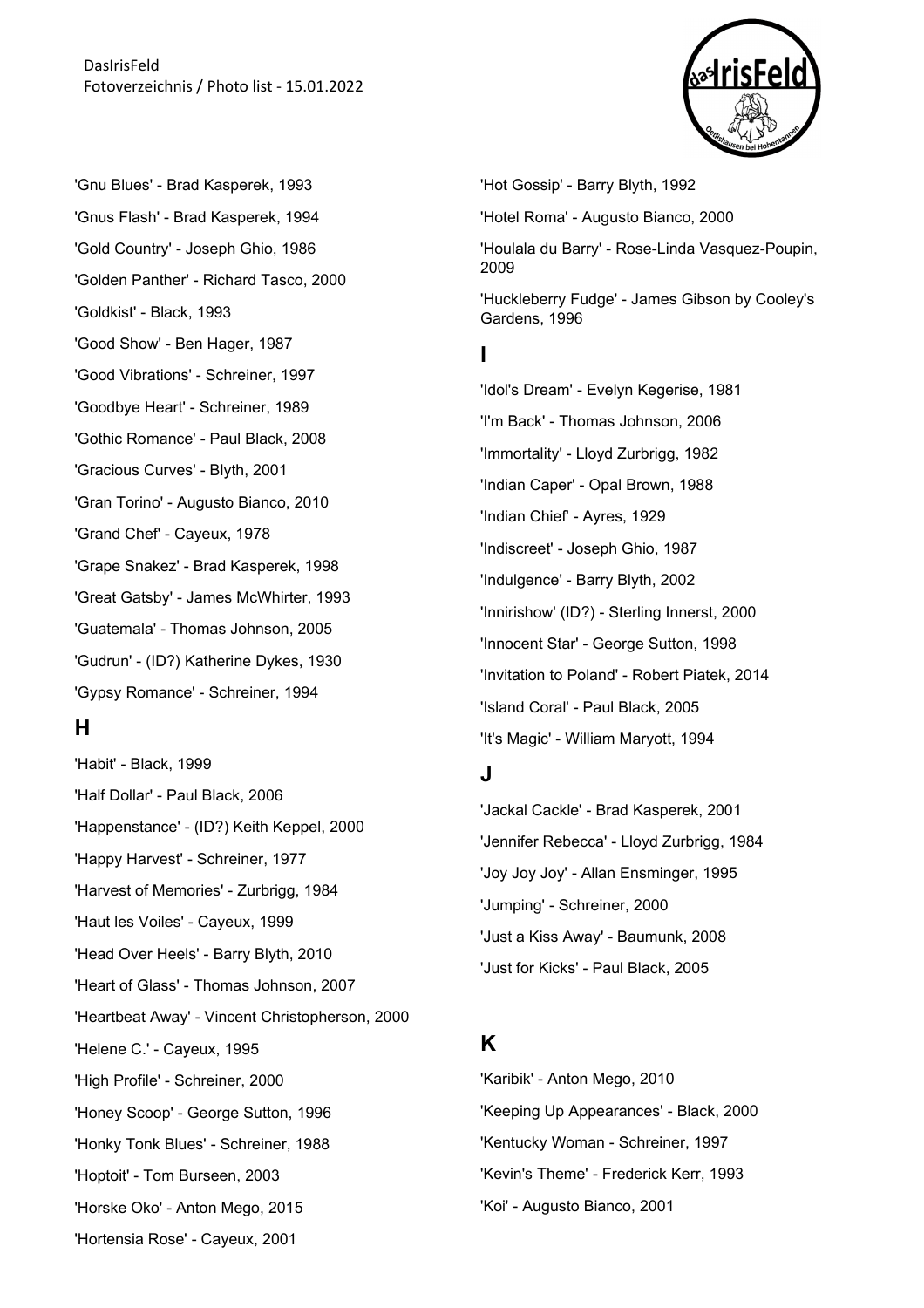'Gnu Blues' - Brad Kasperek, 1993

'Gnus Flash' - Brad Kasperek, 1994

'Gold Country' - Joseph Ghio, 1986

'Golden Panther' - Richard Tasco, 2000

'Goldkist' - Black, 1993

'Good Show' - Ben Hager, 1987

'Good Vibrations' - Schreiner, 1997

'Goodbye Heart' - Schreiner, 1989

'Gothic Romance' - Paul Black, 2008

'Gracious Curves' - Blyth, 2001

'Gran Torino' - Augusto Bianco, 2010

'Grand Chef' - Cayeux, 1978

'Grape Snakez' - Brad Kasperek, 1998

'Great Gatsby' - James McWhirter, 1993

'Guatemala' - Thomas Johnson, 2005

'Gudrun' - (ID?) Katherine Dykes, 1930

'Gypsy Romance' - Schreiner, 1994

## H

'Habit' - Black, 1999

'Half Dollar' - Paul Black, 2006

'Happenstance' - (ID?) Keith Keppel, 2000

'Happy Harvest' - Schreiner, 1977

'Harvest of Memories' - Zurbrigg, 1984

'Haut les Voiles' - Cayeux, 1999

'Head Over Heels' - Barry Blyth, 2010

'Heart of Glass' - Thomas Johnson, 2007

'Heartbeat Away' - Vincent Christopherson, 2000

'Helene C.' - Cayeux, 1995

'High Profile' - Schreiner, 2000

'Honey Scoop' - George Sutton, 1996

'Honky Tonk Blues' - Schreiner, 1988

'Hoptoit' - Tom Burseen, 2003

'Horske Oko' - Anton Mego, 2015

'Hortensia Rose' - Cayeux, 2001

'Hot Gossip' - Barry Blyth, 1992

'Hotel Roma' - Augusto Bianco, 2000

'Houlala du Barry' - Rose-Linda Vasquez-Poupin, 2009

'Huckleberry Fudge' - James Gibson by Cooley's Gardens, 1996

## I

'Idol's Dream' - Evelyn Kegerise, 1981

'I'm Back' - Thomas Johnson, 2006

'Immortality' - Lloyd Zurbrigg, 1982

'Indian Caper' - Opal Brown, 1988

'Indian Chief' - Ayres, 1929

'Indiscreet' - Joseph Ghio, 1987

'Indulgence' - Barry Blyth, 2002

'Innirishow' (ID?) - Sterling Innerst, 2000

'Innocent Star' - George Sutton, 1998

'Invitation to Poland' - Robert Piatek, 2014

'Island Coral' - Paul Black, 2005

'It's Magic' - William Maryott, 1994

## J

'Jackal Cackle' - Brad Kasperek, 2001

'Jennifer Rebecca' - Lloyd Zurbrigg, 1984

'Joy Joy Joy' - Allan Ensminger, 1995

'Jumping' - Schreiner, 2000

'Just a Kiss Away' - Baumunk, 2008

'Just for Kicks' - Paul Black, 2005

## K

'Karibik' - Anton Mego, 2010

'Keeping Up Appearances' - Black, 2000

'Kentucky Woman - Schreiner, 1997

'Kevin's Theme' - Frederick Kerr, 1993

'Koi' - Augusto Bianco, 2001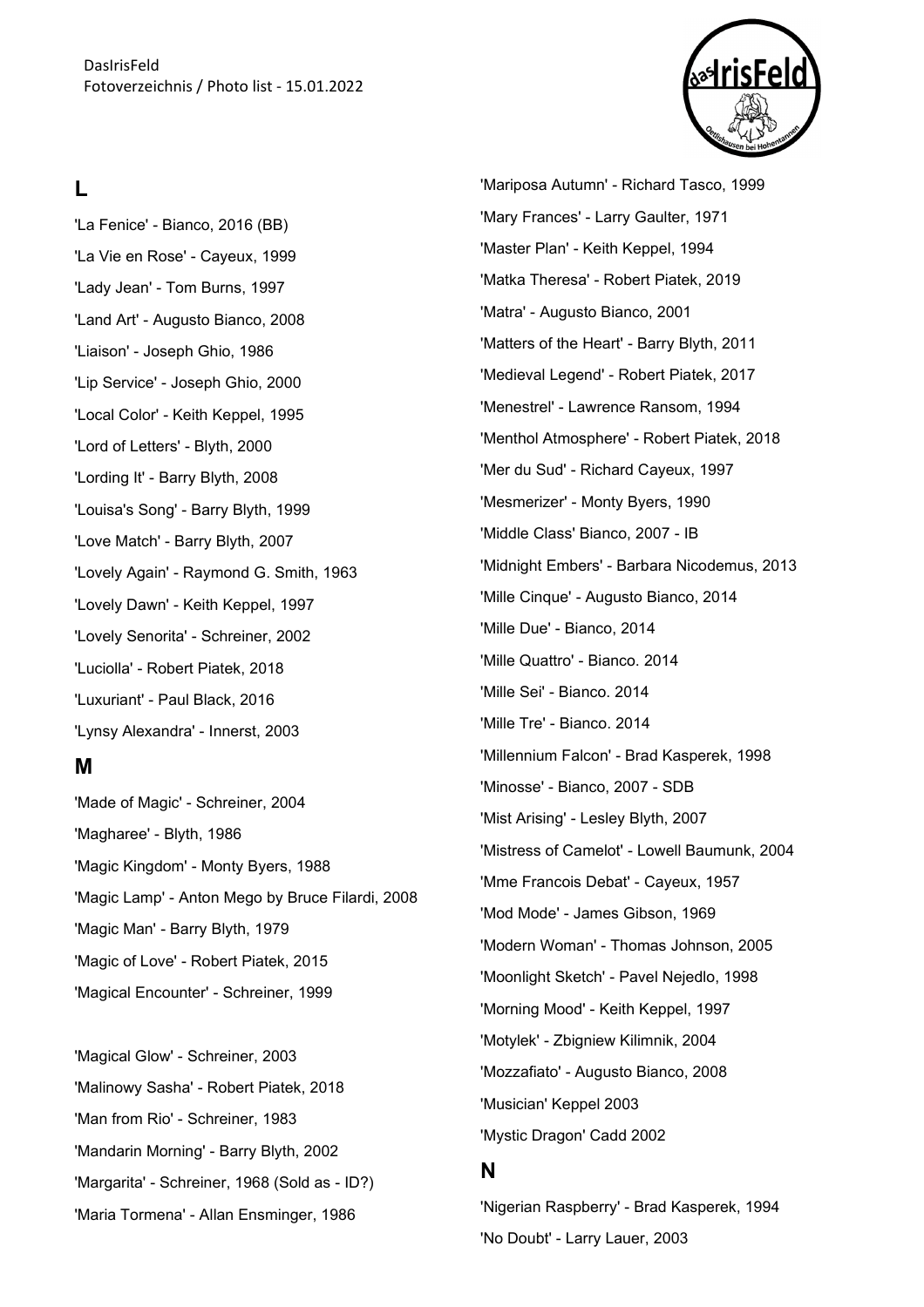## L

'La Fenice' - Bianco, 2016 (BB)
'La Vie en Rose' - Cayeux, 1999
'Lady Jean' - Tom Burns, 1997
'Land Art' - Augusto Bianco, 2008
'Liaison' - Joseph Ghio, 1986
'Lip Service' - Joseph Ghio, 2000
'Local Color' - Keith Keppel, 1995
'Lord of Letters' - Blyth, 2000
'Lording It' - Barry Blyth, 2008
'Louisa's Song' - Barry Blyth, 1999
'Love Match' - Barry Blyth, 2007
'Lovely Again' - Raymond G. Smith, 1963
'Lovely Dawn' - Keith Keppel, 1997
'Lovely Senorita' - Schreiner, 2002
'Luciolla' - Robert Piatek, 2018
'Luxuriant' - Paul Black, 2016
'Lynsy Alexandra' - Innerst, 2003

## M

'Made of Magic' - Schreiner, 2004
'Magharee' - Blyth, 1986
'Magic Kingdom' - Monty Byers, 1988
'Magic Lamp' - Anton Mego by Bruce Filardi, 2008
'Magic Man' - Barry Blyth, 1979
'Magic of Love' - Robert Piatek, 2015
'Magical Encounter' - Schreiner, 1999

'Magical Glow' - Schreiner, 2003
'Malinowy Sasha' - Robert Piatek, 2018
'Man from Rio' - Schreiner, 1983
'Mandarin Morning' - Barry Blyth, 2002
'Margarita' - Schreiner, 1968 (Sold as - ID?)
'Maria Tormena' - Allan Ensminger, 1986
'Mariposa Autumn' - Richard Tasco, 1999
'Mary Frances' - Larry Gaulter, 1971
'Master Plan' - Keith Keppel, 1994
'Matka Theresa' - Robert Piatek, 2019
'Matra' - Augusto Bianco, 2001
'Matters of the Heart' - Barry Blyth, 2011
'Medieval Legend' - Robert Piatek, 2017
'Menestrel' - Lawrence Ransom, 1994
'Menthol Atmosphere' - Robert Piatek, 2018
'Mer du Sud' - Richard Cayeux, 1997
'Mesmerizer' - Monty Byers, 1990
'Middle Class' Bianco, 2007 - IB
'Midnight Embers' - Barbara Nicodemus, 2013
'Mille Cinque' - Augusto Bianco, 2014
'Mille Due' - Bianco, 2014
'Mille Quattro' - Bianco. 2014
'Mille Sei' - Bianco. 2014
'Mille Tre' - Bianco. 2014
'Millennium Falcon' - Brad Kasperek, 1998
'Minosse' - Bianco, 2007 - SDB
'Mist Arising' - Lesley Blyth, 2007
'Mistress of Camelot' - Lowell Baumunk, 2004
'Mme Francois Debat' - Cayeux, 1957
'Mod Mode' - James Gibson, 1969
'Modern Woman' - Thomas Johnson, 2005
'Moonlight Sketch' - Pavel Nejedlo, 1998
'Morning Mood' - Keith Keppel, 1997
'Motylek' - Zbigniew Kilimnik, 2004
'Mozzafiato' - Augusto Bianco, 2008
'Musician' Keppel 2003
'Mystic Dragon' Cadd 2002

## N

'Nigerian Raspberry' - Brad Kasperek, 1994
'No Doubt' - Larry Lauer, 2003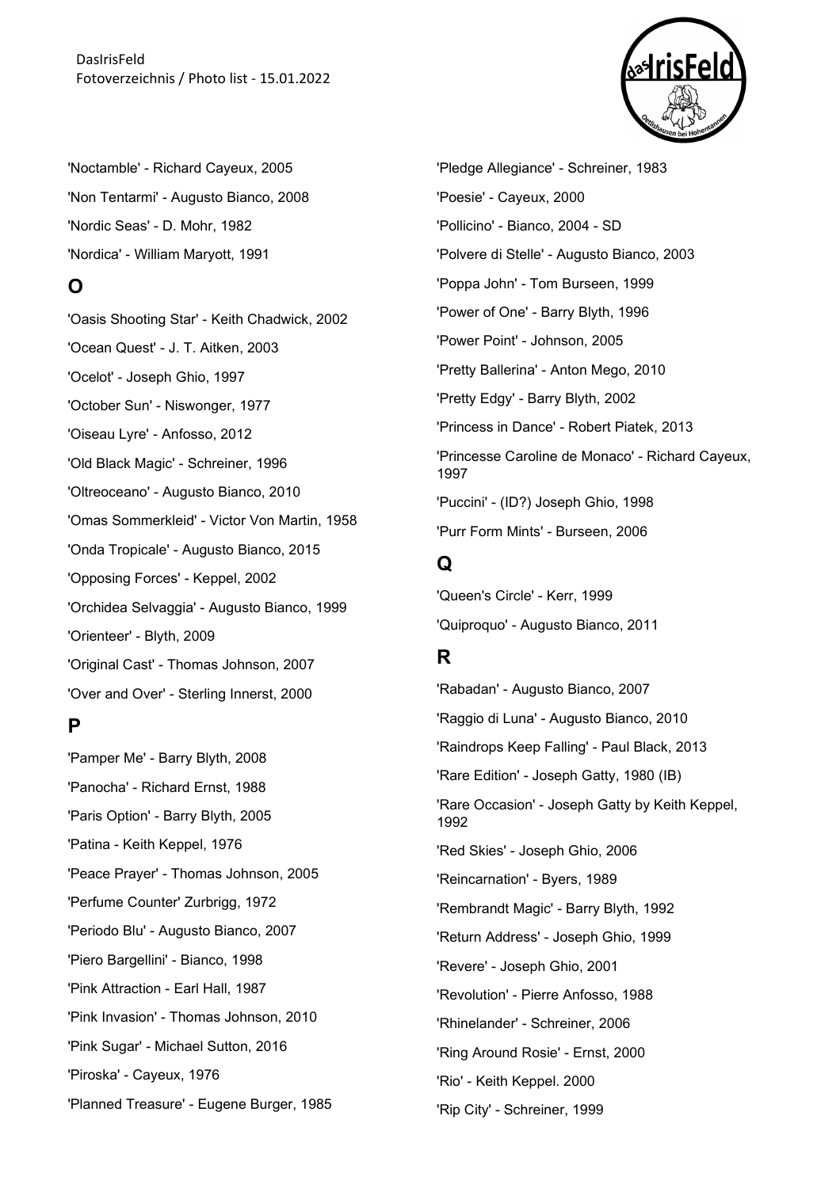'Noctamble' - Richard Cayeux, 2005

'Non Tentarmi' - Augusto Bianco, 2008

'Nordic Seas' - D. Mohr, 1982

'Nordica' - William Maryott, 1991

## O

'Oasis Shooting Star' - Keith Chadwick, 2002

'Ocean Quest' - J. T. Aitken, 2003

'Ocelot' - Joseph Ghio, 1997

'October Sun' - Niswonger, 1977

'Oiseau Lyre' - Anfosso, 2012

'Old Black Magic' - Schreiner, 1996

'Oltreoceano' - Augusto Bianco, 2010

'Omas Sommerkleid' - Victor Von Martin, 1958

'Onda Tropicale' - Augusto Bianco, 2015

'Opposing Forces' - Keppel, 2002

'Orchidea Selvaggia' - Augusto Bianco, 1999

'Orienteer' - Blyth, 2009

'Original Cast' - Thomas Johnson, 2007

'Over and Over' - Sterling Innerst, 2000

## P

'Pamper Me' - Barry Blyth, 2008

'Panocha' - Richard Ernst, 1988

'Paris Option' - Barry Blyth, 2005

'Patina - Keith Keppel, 1976

'Peace Prayer' - Thomas Johnson, 2005

'Perfume Counter' Zurbrigg, 1972

'Periodo Blu' - Augusto Bianco, 2007

'Piero Bargellini' - Bianco, 1998

'Pink Attraction - Earl Hall, 1987

'Pink Invasion' - Thomas Johnson, 2010

'Pink Sugar' - Michael Sutton, 2016

'Piroska' - Cayeux, 1976

'Planned Treasure' - Eugene Burger, 1985

'Pledge Allegiance' - Schreiner, 1983

'Poesie' - Cayeux, 2000

'Pollicino' - Bianco, 2004 - SD

'Polvere di Stelle' - Augusto Bianco, 2003

'Poppa John' - Tom Burseen, 1999

'Power of One' - Barry Blyth, 1996

'Power Point' - Johnson, 2005

'Pretty Ballerina' - Anton Mego, 2010

'Pretty Edgy' - Barry Blyth, 2002

'Princess in Dance' - Robert Piatek, 2013

'Princesse Caroline de Monaco' - Richard Cayeux, 1997

'Puccini' - (ID?) Joseph Ghio, 1998

'Purr Form Mints' - Burseen, 2006

## Q

'Queen's Circle' - Kerr, 1999

'Quiproquo' - Augusto Bianco, 2011

## R

'Rabadan' - Augusto Bianco, 2007

'Raggio di Luna' - Augusto Bianco, 2010

'Raindrops Keep Falling' - Paul Black, 2013

'Rare Edition' - Joseph Gatty, 1980 (IB)

'Rare Occasion' - Joseph Gatty by Keith Keppel, 1992

'Red Skies' - Joseph Ghio, 2006

'Reincarnation' - Byers, 1989

'Rembrandt Magic' - Barry Blyth, 1992

'Return Address' - Joseph Ghio, 1999

'Revere' - Joseph Ghio, 2001

'Revolution' - Pierre Anfosso, 1988

'Rhinelander' - Schreiner, 2006

'Ring Around Rosie' - Ernst, 2000

'Rio' - Keith Keppel. 2000

'Rip City' - Schreiner, 1999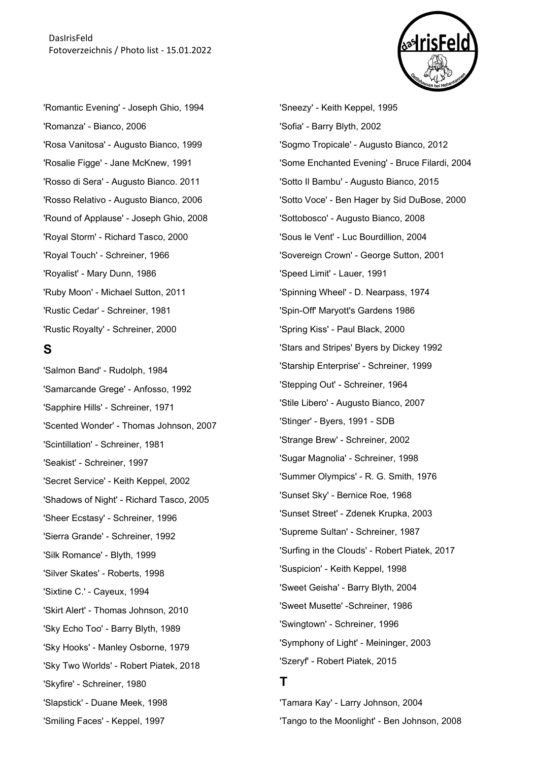'Romantic Evening' - Joseph Ghio, 1994

'Romanza' - Bianco, 2006

'Rosa Vanitosa' - Augusto Bianco, 1999

'Rosalie Figge' - Jane McKnew, 1991

'Rosso di Sera' - Augusto Bianco. 2011

'Rosso Relativo - Augusto Bianco, 2006

'Round of Applause' - Joseph Ghio, 2008

'Royal Storm' - Richard Tasco, 2000

'Royal Touch' - Schreiner, 1966

'Royalist' - Mary Dunn, 1986

'Ruby Moon' - Michael Sutton, 2011

'Rustic Cedar' - Schreiner, 1981

'Rustic Royalty' - Schreiner, 2000

## S

'Salmon Band' - Rudolph, 1984

'Samarcande Grege' - Anfosso, 1992

'Sapphire Hills' - Schreiner, 1971

'Scented Wonder' - Thomas Johnson, 2007

'Scintillation' - Schreiner, 1981

'Seakist' - Schreiner, 1997

'Secret Service' - Keith Keppel, 2002

'Shadows of Night' - Richard Tasco, 2005

'Sheer Ecstasy' - Schreiner, 1996

'Sierra Grande' - Schreiner, 1992

'Silk Romance' - Blyth, 1999

'Silver Skates' - Roberts, 1998

'Sixtine C.' - Cayeux, 1994

'Skirt Alert' - Thomas Johnson, 2010

'Sky Echo Too' - Barry Blyth, 1989

'Sky Hooks' - Manley Osborne, 1979

'Sky Two Worlds' - Robert Piatek, 2018

'Skyfire' - Schreiner, 1980

'Slapstick' - Duane Meek, 1998

'Smiling Faces' - Keppel, 1997

'Sneezy' - Keith Keppel, 1995

'Sofia' - Barry Blyth, 2002

'Sogmo Tropicale' - Augusto Bianco, 2012

'Some Enchanted Evening' - Bruce Filardi, 2004

'Sotto Il Bambu' - Augusto Bianco, 2015

'Sotto Voce' - Ben Hager by Sid DuBose, 2000

'Sottobosco' - Augusto Bianco, 2008

'Sous le Vent' - Luc Bourdillion, 2004

'Sovereign Crown' - George Sutton, 2001

'Speed Limit' - Lauer, 1991

'Spinning Wheel' - D. Nearpass, 1974

'Spin-Off' Maryott's Gardens 1986

'Spring Kiss' - Paul Black, 2000

'Stars and Stripes' Byers by Dickey 1992

'Starship Enterprise' - Schreiner, 1999

'Stepping Out' - Schreiner, 1964

'Stile Libero' - Augusto Bianco, 2007

'Stinger' - Byers, 1991 - SDB

'Strange Brew' - Schreiner, 2002

'Sugar Magnolia' - Schreiner, 1998

'Summer Olympics' - R. G. Smith, 1976

'Sunset Sky' - Bernice Roe, 1968

'Sunset Street' - Zdenek Krupka, 2003

'Supreme Sultan' - Schreiner, 1987

'Surfing in the Clouds' - Robert Piatek, 2017

'Suspicion' - Keith Keppel, 1998

'Sweet Geisha' - Barry Blyth, 2004

'Sweet Musette' -Schreiner, 1986

'Swingtown' - Schreiner, 1996

'Symphony of Light' - Meininger, 2003

'Szeryf' - Robert Piatek, 2015

## T

'Tamara Kay' - Larry Johnson, 2004

'Tango to the Moonlight' - Ben Johnson, 2008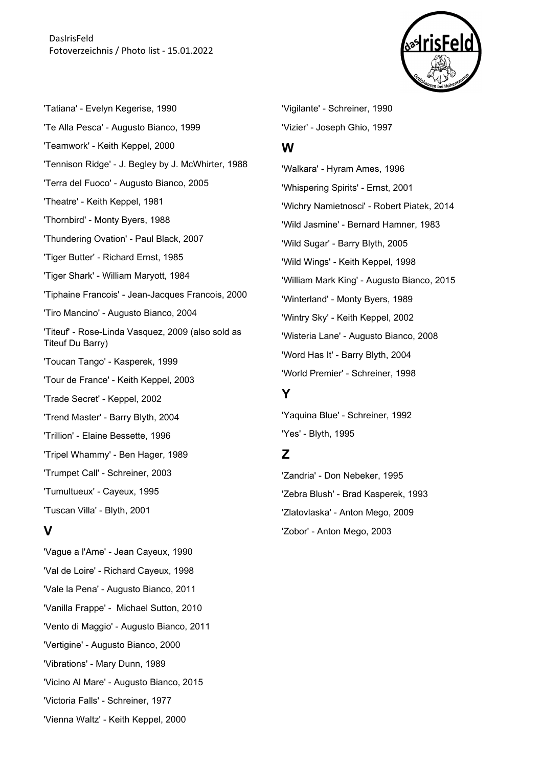'Tatiana' - Evelyn Kegerise, 1990

'Te Alla Pesca' - Augusto Bianco, 1999

'Teamwork' - Keith Keppel, 2000

'Tennison Ridge' - J. Begley by J. McWhirter, 1988

'Terra del Fuoco' - Augusto Bianco, 2005

'Theatre' - Keith Keppel, 1981

'Thornbird' - Monty Byers, 1988

'Thundering Ovation' - Paul Black, 2007

'Tiger Butter' - Richard Ernst, 1985

'Tiger Shark' - William Maryott, 1984

'Tiphaine Francois' - Jean-Jacques Francois, 2000

'Tiro Mancino' - Augusto Bianco, 2004

'Titeuf' - Rose-Linda Vasquez, 2009 (also sold as Titeuf Du Barry)

'Toucan Tango' - Kasperek, 1999

'Tour de France' - Keith Keppel, 2003

'Trade Secret' - Keppel, 2002

'Trend Master' - Barry Blyth, 2004

'Trillion' - Elaine Bessette, 1996

'Tripel Whammy' - Ben Hager, 1989

'Trumpet Call' - Schreiner, 2003

'Tumultueux' - Cayeux, 1995

'Tuscan Villa' - Blyth, 2001

## V

'Vague a l'Ame' - Jean Cayeux, 1990

'Val de Loire' - Richard Cayeux, 1998

'Vale la Pena' - Augusto Bianco, 2011

'Vanilla Frappe' - Michael Sutton, 2010

'Vento di Maggio' - Augusto Bianco, 2011

'Vertigine' - Augusto Bianco, 2000

'Vibrations' - Mary Dunn, 1989

'Vicino Al Mare' - Augusto Bianco, 2015

'Victoria Falls' - Schreiner, 1977

'Vienna Waltz' - Keith Keppel, 2000

'Vigilante' - Schreiner, 1990

'Vizier' - Joseph Ghio, 1997

## W

'Walkara' - Hyram Ames, 1996

'Whispering Spirits' - Ernst, 2001

'Wichry Namietnosci' - Robert Piatek, 2014

'Wild Jasmine' - Bernard Hamner, 1983

'Wild Sugar' - Barry Blyth, 2005

'Wild Wings' - Keith Keppel, 1998

'William Mark King' - Augusto Bianco, 2015

'Winterland' - Monty Byers, 1989

'Wintry Sky' - Keith Keppel, 2002

'Wisteria Lane' - Augusto Bianco, 2008

'Word Has It' - Barry Blyth, 2004

'World Premier' - Schreiner, 1998

## Y

'Yaquina Blue' - Schreiner, 1992

'Yes' - Blyth, 1995

## Z

'Zandria' - Don Nebeker, 1995

'Zebra Blush' - Brad Kasperek, 1993

'Zlatovlaska' - Anton Mego, 2009

'Zobor' - Anton Mego, 2003